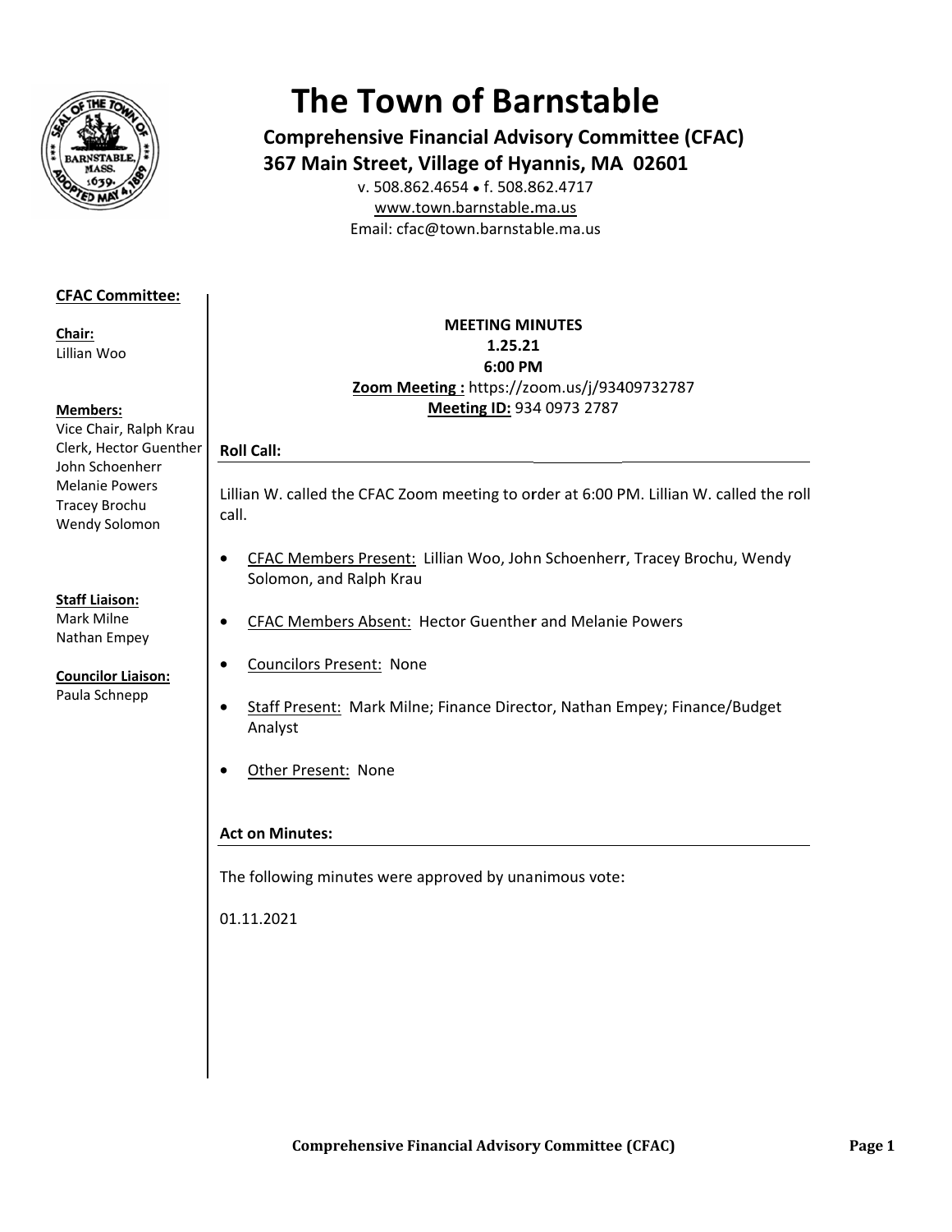# The Town of Barnstable

**Comprehensive Financial Advisory Committee (CFAC)**
**367 Main Street, Village of Hyannis, MA 02601**

v. 508.862.4654 • f. 508.862.4717
www.town.barnstable.ma.us
Email: cfac@town.barnstable.ma.us

**CFAC Committee:**

**Chair:**
Lillian Woo

**Members:**
Vice Chair, Ralph Krau
Clerk, Hector Guenther
John Schoenherr
Melanie Powers
Tracey Brochu
Wendy Solomon

**Staff Liaison:**
Mark Milne
Nathan Empey

**Councilor Liaison:**
Paula Schnepp

**MEETING MINUTES**
**1.25.21**
**6:00 PM**
**Zoom Meeting :** https://zoom.us/j/93409732787
**Meeting ID:** 934 0973 2787

## Roll Call:

Lillian W. called the CFAC Zoom meeting to order at 6:00 PM. Lillian W. called the roll call.

- CFAC Members Present: Lillian Woo, John Schoenherr, Tracey Brochu, Wendy Solomon, and Ralph Krau
- CFAC Members Absent: Hector Guenther and Melanie Powers
- Councilors Present: None
- Staff Present: Mark Milne; Finance Director, Nathan Empey; Finance/Budget Analyst
- Other Present: None

## Act on Minutes:

The following minutes were approved by unanimous vote:

01.11.2021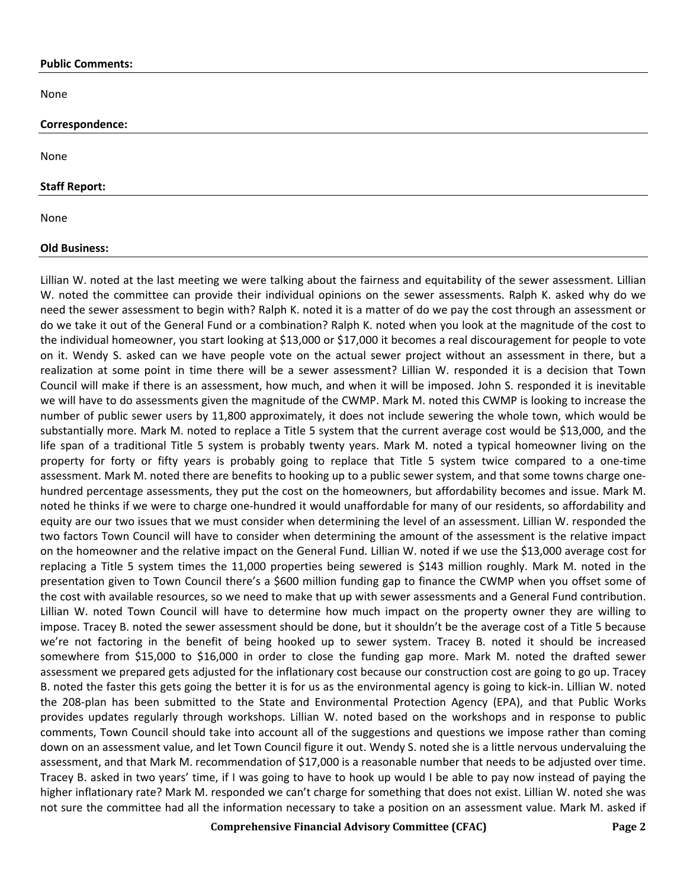**Public Comments:**

None

**Correspondence:**

None

**Staff Report:**

None

**Old Business:**

Lillian W. noted at the last meeting we were talking about the fairness and equitability of the sewer assessment. Lillian W. noted the committee can provide their individual opinions on the sewer assessments. Ralph K. asked why do we need the sewer assessment to begin with? Ralph K. noted it is a matter of do we pay the cost through an assessment or do we take it out of the General Fund or a combination? Ralph K. noted when you look at the magnitude of the cost to the individual homeowner, you start looking at $13,000 or $17,000 it becomes a real discouragement for people to vote on it. Wendy S. asked can we have people vote on the actual sewer project without an assessment in there, but a realization at some point in time there will be a sewer assessment? Lillian W. responded it is a decision that Town Council will make if there is an assessment, how much, and when it will be imposed. John S. responded it is inevitable we will have to do assessments given the magnitude of the CWMP. Mark M. noted this CWMP is looking to increase the number of public sewer users by 11,800 approximately, it does not include sewering the whole town, which would be substantially more. Mark M. noted to replace a Title 5 system that the current average cost would be $13,000, and the life span of a traditional Title 5 system is probably twenty years. Mark M. noted a typical homeowner living on the property for forty or fifty years is probably going to replace that Title 5 system twice compared to a one-time assessment. Mark M. noted there are benefits to hooking up to a public sewer system, and that some towns charge one-hundred percentage assessments, they put the cost on the homeowners, but affordability becomes and issue. Mark M. noted he thinks if we were to charge one-hundred it would unaffordable for many of our residents, so affordability and equity are our two issues that we must consider when determining the level of an assessment. Lillian W. responded the two factors Town Council will have to consider when determining the amount of the assessment is the relative impact on the homeowner and the relative impact on the General Fund. Lillian W. noted if we use the $13,000 average cost for replacing a Title 5 system times the 11,000 properties being sewered is $143 million roughly. Mark M. noted in the presentation given to Town Council there's a $600 million funding gap to finance the CWMP when you offset some of the cost with available resources, so we need to make that up with sewer assessments and a General Fund contribution. Lillian W. noted Town Council will have to determine how much impact on the property owner they are willing to impose. Tracey B. noted the sewer assessment should be done, but it shouldn't be the average cost of a Title 5 because we're not factoring in the benefit of being hooked up to sewer system. Tracey B. noted it should be increased somewhere from $15,000 to $16,000 in order to close the funding gap more. Mark M. noted the drafted sewer assessment we prepared gets adjusted for the inflationary cost because our construction cost are going to go up. Tracey B. noted the faster this gets going the better it is for us as the environmental agency is going to kick-in. Lillian W. noted the 208-plan has been submitted to the State and Environmental Protection Agency (EPA), and that Public Works provides updates regularly through workshops. Lillian W. noted based on the workshops and in response to public comments, Town Council should take into account all of the suggestions and questions we impose rather than coming down on an assessment value, and let Town Council figure it out. Wendy S. noted she is a little nervous undervaluing the assessment, and that Mark M. recommendation of $17,000 is a reasonable number that needs to be adjusted over time. Tracey B. asked in two years' time, if I was going to have to hook up would I be able to pay now instead of paying the higher inflationary rate? Mark M. responded we can't charge for something that does not exist. Lillian W. noted she was not sure the committee had all the information necessary to take a position on an assessment value. Mark M. asked if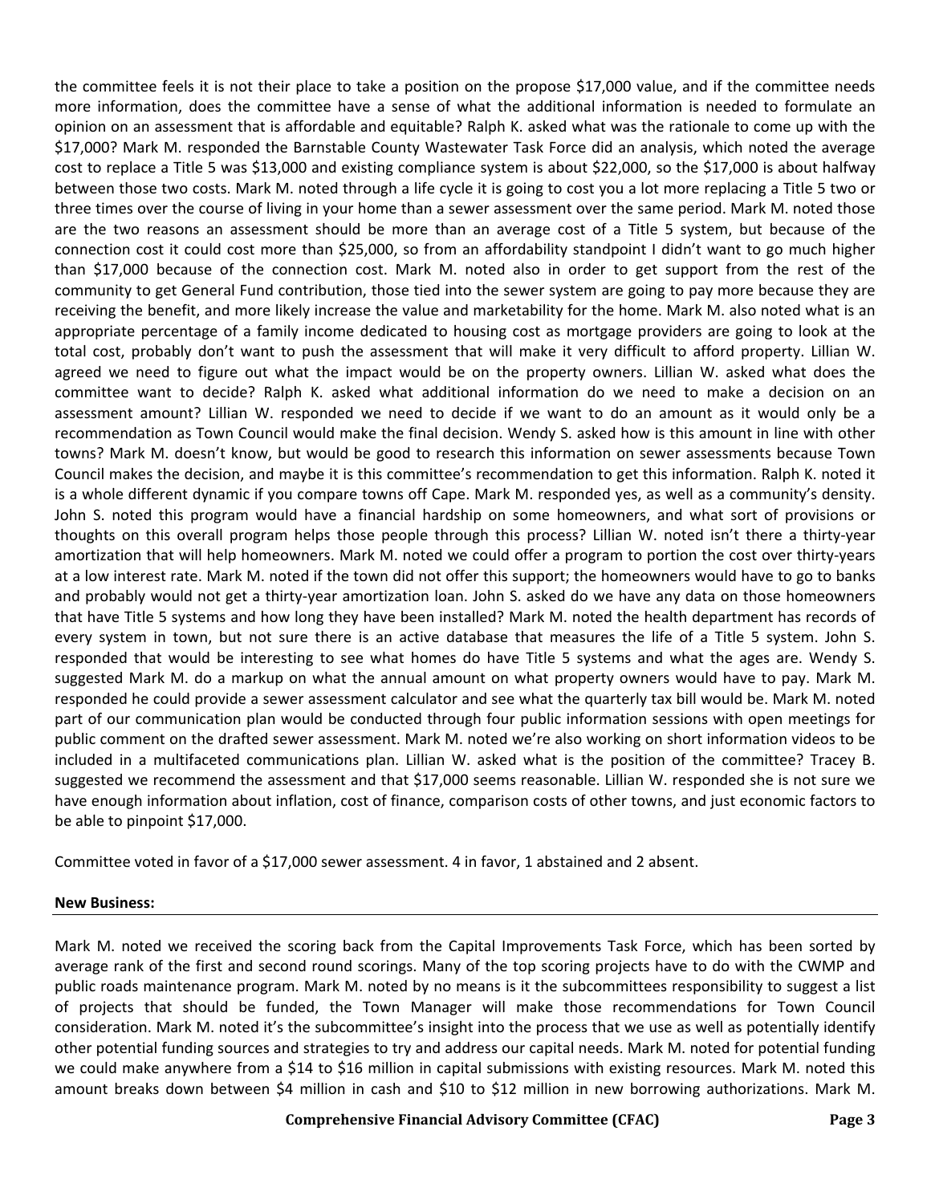the committee feels it is not their place to take a position on the propose $17,000 value, and if the committee needs more information, does the committee have a sense of what the additional information is needed to formulate an opinion on an assessment that is affordable and equitable? Ralph K. asked what was the rationale to come up with the $17,000? Mark M. responded the Barnstable County Wastewater Task Force did an analysis, which noted the average cost to replace a Title 5 was $13,000 and existing compliance system is about $22,000, so the $17,000 is about halfway between those two costs. Mark M. noted through a life cycle it is going to cost you a lot more replacing a Title 5 two or three times over the course of living in your home than a sewer assessment over the same period. Mark M. noted those are the two reasons an assessment should be more than an average cost of a Title 5 system, but because of the connection cost it could cost more than $25,000, so from an affordability standpoint I didn't want to go much higher than $17,000 because of the connection cost. Mark M. noted also in order to get support from the rest of the community to get General Fund contribution, those tied into the sewer system are going to pay more because they are receiving the benefit, and more likely increase the value and marketability for the home. Mark M. also noted what is an appropriate percentage of a family income dedicated to housing cost as mortgage providers are going to look at the total cost, probably don't want to push the assessment that will make it very difficult to afford property. Lillian W. agreed we need to figure out what the impact would be on the property owners. Lillian W. asked what does the committee want to decide? Ralph K. asked what additional information do we need to make a decision on an assessment amount? Lillian W. responded we need to decide if we want to do an amount as it would only be a recommendation as Town Council would make the final decision. Wendy S. asked how is this amount in line with other towns? Mark M. doesn't know, but would be good to research this information on sewer assessments because Town Council makes the decision, and maybe it is this committee's recommendation to get this information. Ralph K. noted it is a whole different dynamic if you compare towns off Cape. Mark M. responded yes, as well as a community's density. John S. noted this program would have a financial hardship on some homeowners, and what sort of provisions or thoughts on this overall program helps those people through this process? Lillian W. noted isn't there a thirty-year amortization that will help homeowners. Mark M. noted we could offer a program to portion the cost over thirty-years at a low interest rate. Mark M. noted if the town did not offer this support; the homeowners would have to go to banks and probably would not get a thirty-year amortization loan. John S. asked do we have any data on those homeowners that have Title 5 systems and how long they have been installed? Mark M. noted the health department has records of every system in town, but not sure there is an active database that measures the life of a Title 5 system. John S. responded that would be interesting to see what homes do have Title 5 systems and what the ages are. Wendy S. suggested Mark M. do a markup on what the annual amount on what property owners would have to pay. Mark M. responded he could provide a sewer assessment calculator and see what the quarterly tax bill would be. Mark M. noted part of our communication plan would be conducted through four public information sessions with open meetings for public comment on the drafted sewer assessment. Mark M. noted we're also working on short information videos to be included in a multifaceted communications plan. Lillian W. asked what is the position of the committee? Tracey B. suggested we recommend the assessment and that $17,000 seems reasonable. Lillian W. responded she is not sure we have enough information about inflation, cost of finance, comparison costs of other towns, and just economic factors to be able to pinpoint $17,000.

Committee voted in favor of a $17,000 sewer assessment. 4 in favor, 1 abstained and 2 absent.

**New Business:**

Mark M. noted we received the scoring back from the Capital Improvements Task Force, which has been sorted by average rank of the first and second round scorings. Many of the top scoring projects have to do with the CWMP and public roads maintenance program. Mark M. noted by no means is it the subcommittees responsibility to suggest a list of projects that should be funded, the Town Manager will make those recommendations for Town Council consideration. Mark M. noted it's the subcommittee's insight into the process that we use as well as potentially identify other potential funding sources and strategies to try and address our capital needs. Mark M. noted for potential funding we could make anywhere from a $14 to $16 million in capital submissions with existing resources. Mark M. noted this amount breaks down between $4 million in cash and $10 to $12 million in new borrowing authorizations. Mark M.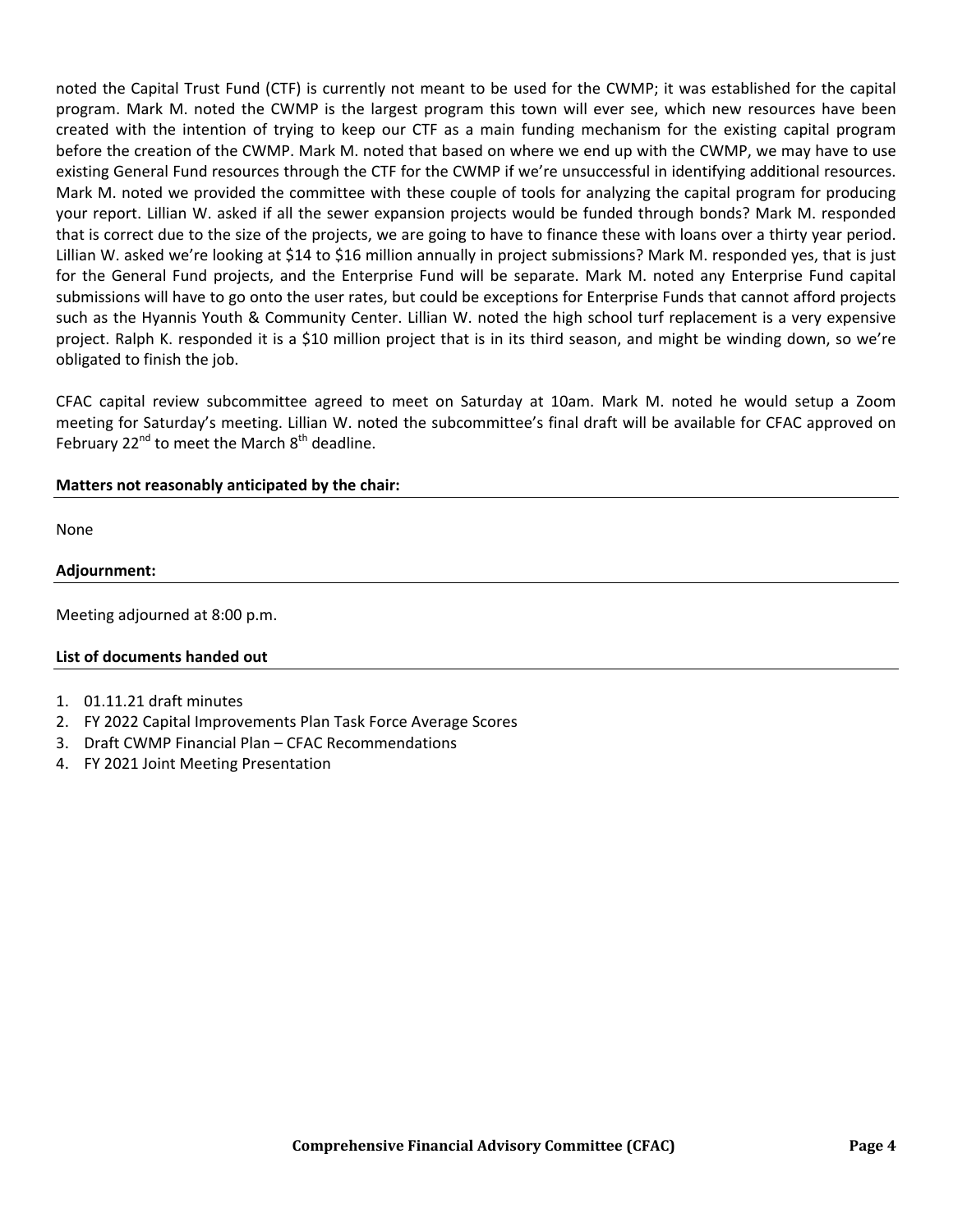noted the Capital Trust Fund (CTF) is currently not meant to be used for the CWMP; it was established for the capital program. Mark M. noted the CWMP is the largest program this town will ever see, which new resources have been created with the intention of trying to keep our CTF as a main funding mechanism for the existing capital program before the creation of the CWMP. Mark M. noted that based on where we end up with the CWMP, we may have to use existing General Fund resources through the CTF for the CWMP if we're unsuccessful in identifying additional resources. Mark M. noted we provided the committee with these couple of tools for analyzing the capital program for producing your report. Lillian W. asked if all the sewer expansion projects would be funded through bonds? Mark M. responded that is correct due to the size of the projects, we are going to have to finance these with loans over a thirty year period. Lillian W. asked we're looking at $14 to $16 million annually in project submissions? Mark M. responded yes, that is just for the General Fund projects, and the Enterprise Fund will be separate. Mark M. noted any Enterprise Fund capital submissions will have to go onto the user rates, but could be exceptions for Enterprise Funds that cannot afford projects such as the Hyannis Youth & Community Center. Lillian W. noted the high school turf replacement is a very expensive project. Ralph K. responded it is a $10 million project that is in its third season, and might be winding down, so we're obligated to finish the job.

CFAC capital review subcommittee agreed to meet on Saturday at 10am. Mark M. noted he would setup a Zoom meeting for Saturday's meeting. Lillian W. noted the subcommittee's final draft will be available for CFAC approved on February 22nd to meet the March 8th deadline.

**Matters not reasonably anticipated by the chair:**

None

**Adjournment:**

Meeting adjourned at 8:00 p.m.

**List of documents handed out**

1. 01.11.21 draft minutes
2. FY 2022 Capital Improvements Plan Task Force Average Scores
3. Draft CWMP Financial Plan – CFAC Recommendations
4. FY 2021 Joint Meeting Presentation